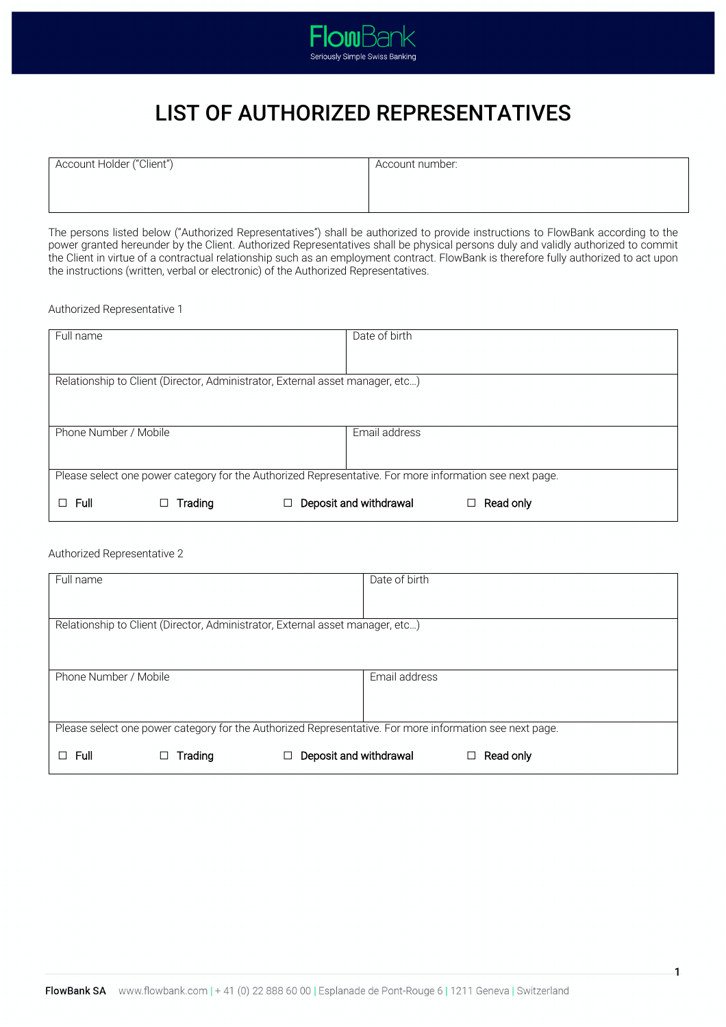FlowBank
Seriously Simple Swiss Banking

# LIST OF AUTHORIZED REPRESENTATIVES

| Account Holder ("Client") | Account number: |
|---|---|
| | |

The persons listed below ("Authorized Representatives") shall be authorized to provide instructions to FlowBank according to the power granted hereunder by the Client. Authorized Representatives shall be physical persons duly and validly authorized to commit the Client in virtue of a contractual relationship such as an employment contract. FlowBank is therefore fully authorized to act upon the instructions (written, verbal or electronic) of the Authorized Representatives.

Authorized Representative 1

| Full name | Date of birth |
|---|---|
| Relationship to Client (Director, Administrator, External asset manager, etc…) | |
| Phone Number / Mobile | Email address |
| Please select one power category for the Authorized Representative. For more information see next page. | |
| ☐ Full ☐ Trading ☐ Deposit and withdrawal ☐ Read only | |

Authorized Representative 2

| Full name | Date of birth |
|---|---|
| Relationship to Client (Director, Administrator, External asset manager, etc…) | |
| Phone Number / Mobile | Email address |
| Please select one power category for the Authorized Representative. For more information see next page. | |
| ☐ Full ☐ Trading ☐ Deposit and withdrawal ☐ Read only | |

FlowBank SA www.flowbank.com | + 41 (0) 22 888 60 00 | Esplanade de Pont-Rouge 6 | 1211 Geneva | Switzerland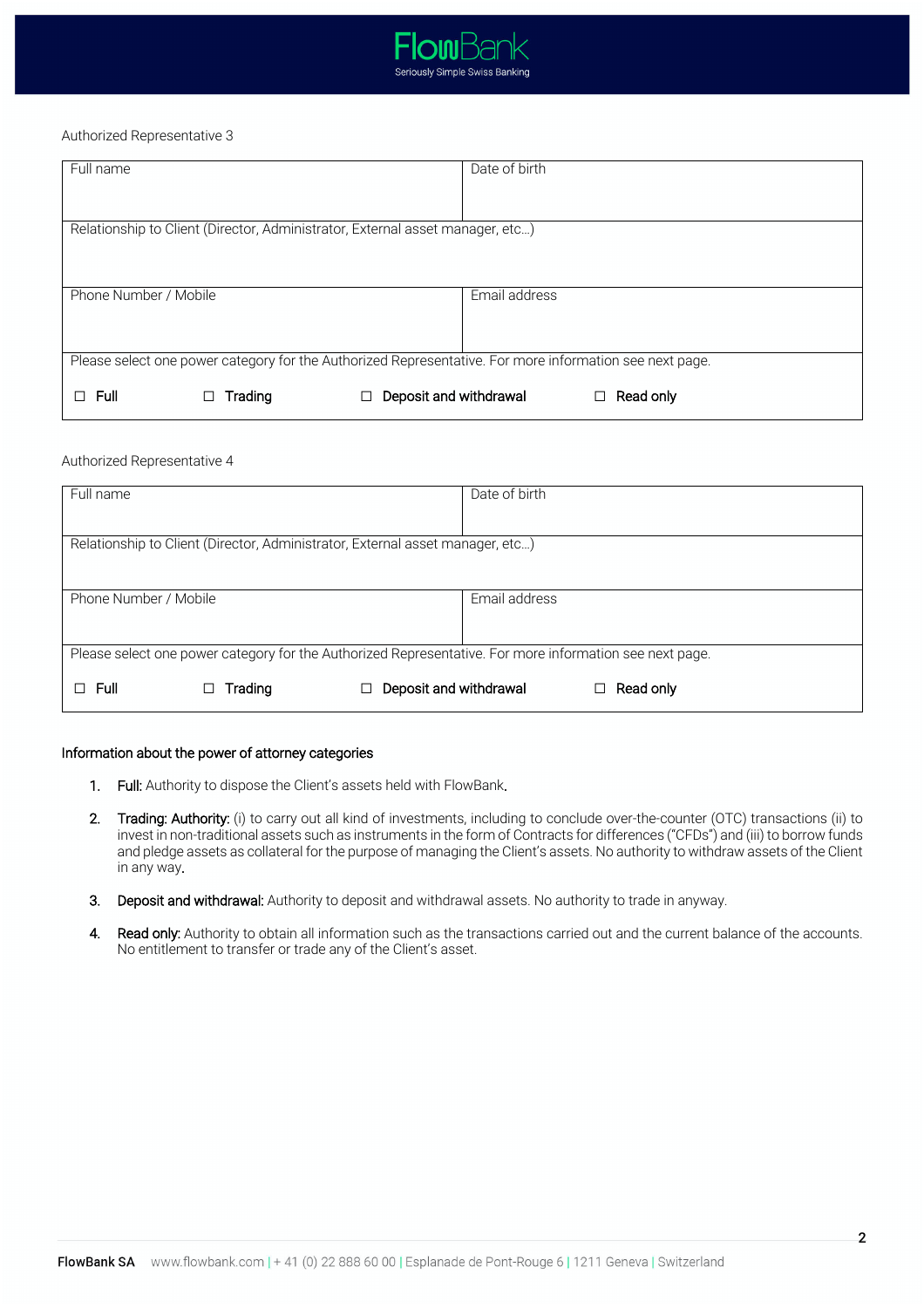Authorized Representative 3

| Full name | Date of birth |
|---|---|
| Relationship to Client (Director, Administrator, External asset manager, etc…) | |
| Phone Number / Mobile | Email address |
| Please select one power category for the Authorized Representative. For more information see next page. | |
| ☐ **Full** ☐ **Trading** ☐ **Deposit and withdrawal** ☐ **Read only** | |

Authorized Representative 4

| Full name | Date of birth |
|---|---|
| Relationship to Client (Director, Administrator, External asset manager, etc…) | |
| Phone Number / Mobile | Email address |
| Please select one power category for the Authorized Representative. For more information see next page. | |
| ☐ **Full** ☐ **Trading** ☐ **Deposit and withdrawal** ☐ **Read only** | |

Information about the power of attorney categories

1. **Full:** Authority to dispose the Client's assets held with FlowBank.
2. **Trading: Authority:** (i) to carry out all kind of investments, including to conclude over-the-counter (OTC) transactions (ii) to invest in non-traditional assets such as instruments in the form of Contracts for differences ("CFDs") and (iii) to borrow funds and pledge assets as collateral for the purpose of managing the Client's assets. No authority to withdraw assets of the Client in any way.
3. **Deposit and withdrawal:** Authority to deposit and withdrawal assets. No authority to trade in anyway.
4. **Read only:** Authority to obtain all information such as the transactions carried out and the current balance of the accounts. No entitlement to transfer or trade any of the Client's asset.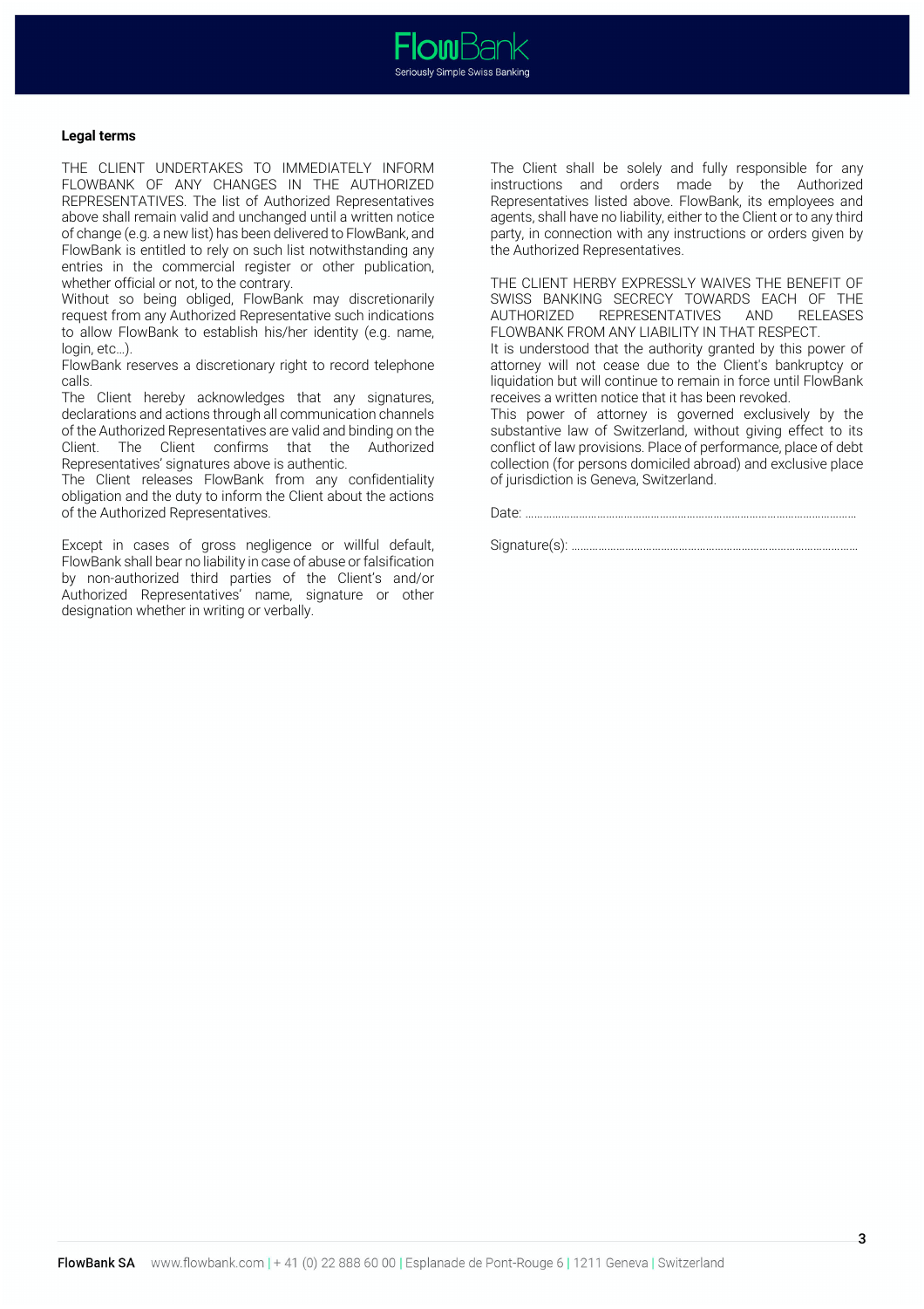**Legal terms**

THE CLIENT UNDERTAKES TO IMMEDIATELY INFORM FLOWBANK OF ANY CHANGES IN THE AUTHORIZED REPRESENTATIVES. The list of Authorized Representatives above shall remain valid and unchanged until a written notice of change (e.g. a new list) has been delivered to FlowBank, and FlowBank is entitled to rely on such list notwithstanding any entries in the commercial register or other publication, whether official or not, to the contrary.

Without so being obliged, FlowBank may discretionarily request from any Authorized Representative such indications to allow FlowBank to establish his/her identity (e.g. name, login, etc…).

FlowBank reserves a discretionary right to record telephone calls.

The Client hereby acknowledges that any signatures, declarations and actions through all communication channels of the Authorized Representatives are valid and binding on the Client. The Client confirms that the Authorized Representatives' signatures above is authentic.

The Client releases FlowBank from any confidentiality obligation and the duty to inform the Client about the actions of the Authorized Representatives.

Except in cases of gross negligence or willful default, FlowBank shall bear no liability in case of abuse or falsification by non-authorized third parties of the Client's and/or Authorized Representatives' name, signature or other designation whether in writing or verbally.

The Client shall be solely and fully responsible for any instructions and orders made by the Authorized Representatives listed above. FlowBank, its employees and agents, shall have no liability, either to the Client or to any third party, in connection with any instructions or orders given by the Authorized Representatives.

THE CLIENT HERBY EXPRESSLY WAIVES THE BENEFIT OF SWISS BANKING SECRECY TOWARDS EACH OF THE AUTHORIZED REPRESENTATIVES AND RELEASES FLOWBANK FROM ANY LIABILITY IN THAT RESPECT.

It is understood that the authority granted by this power of attorney will not cease due to the Client's bankruptcy or liquidation but will continue to remain in force until FlowBank receives a written notice that it has been revoked.

This power of attorney is governed exclusively by the substantive law of Switzerland, without giving effect to its conflict of law provisions. Place of performance, place of debt collection (for persons domiciled abroad) and exclusive place of jurisdiction is Geneva, Switzerland.

Date: ……………………………………………………………………………………………

Signature(s): ……………………………………………………………………………………